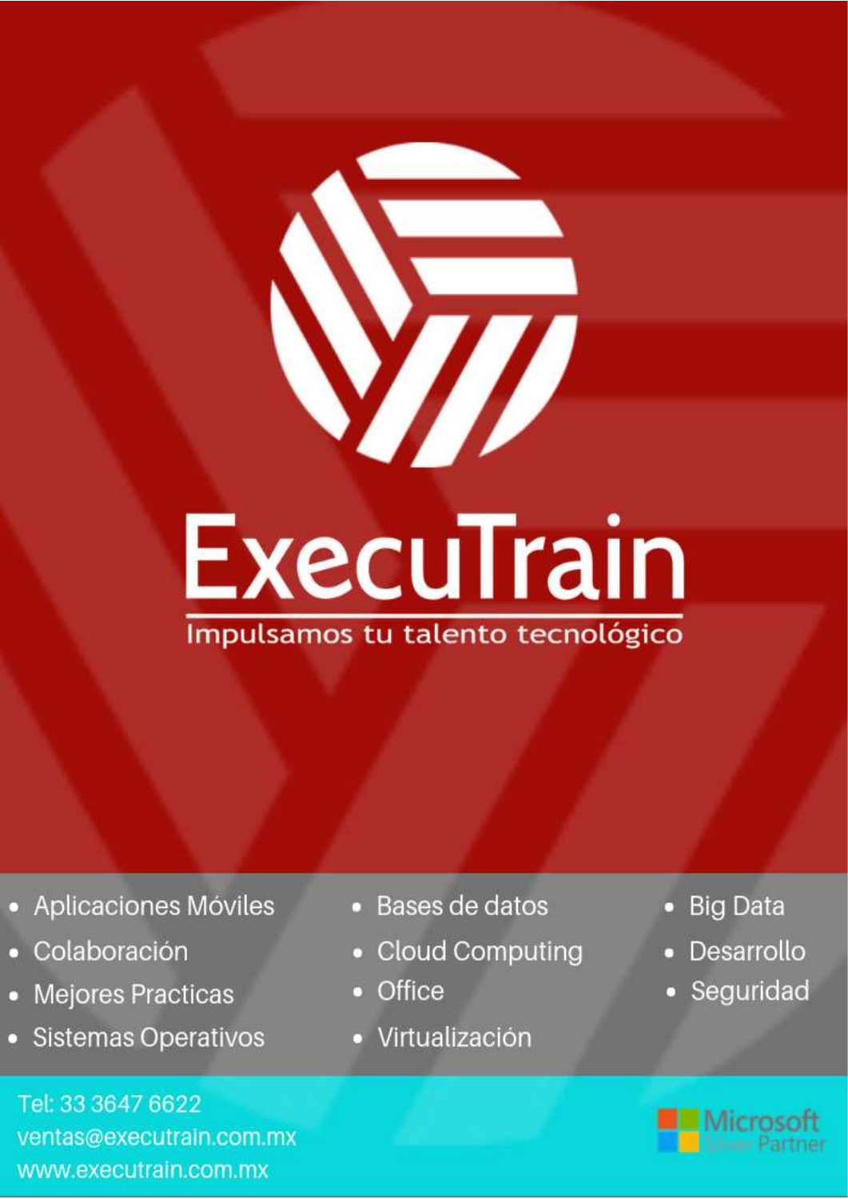# ExecuTrain

Impulsamos tu talento tecnológico

- Aplicaciones Móviles
- Colaboración
- Mejores Practicas
- Sistemas Operativos
- Bases de datos
- Cloud Computing
- Office
- Virtualización
- Big Data
- Desarrollo
- Seguridad

Tel: 33 3647 6622
ventas@executrain.com.mx
www.executrain.com.mx

Microsoft Silver Partner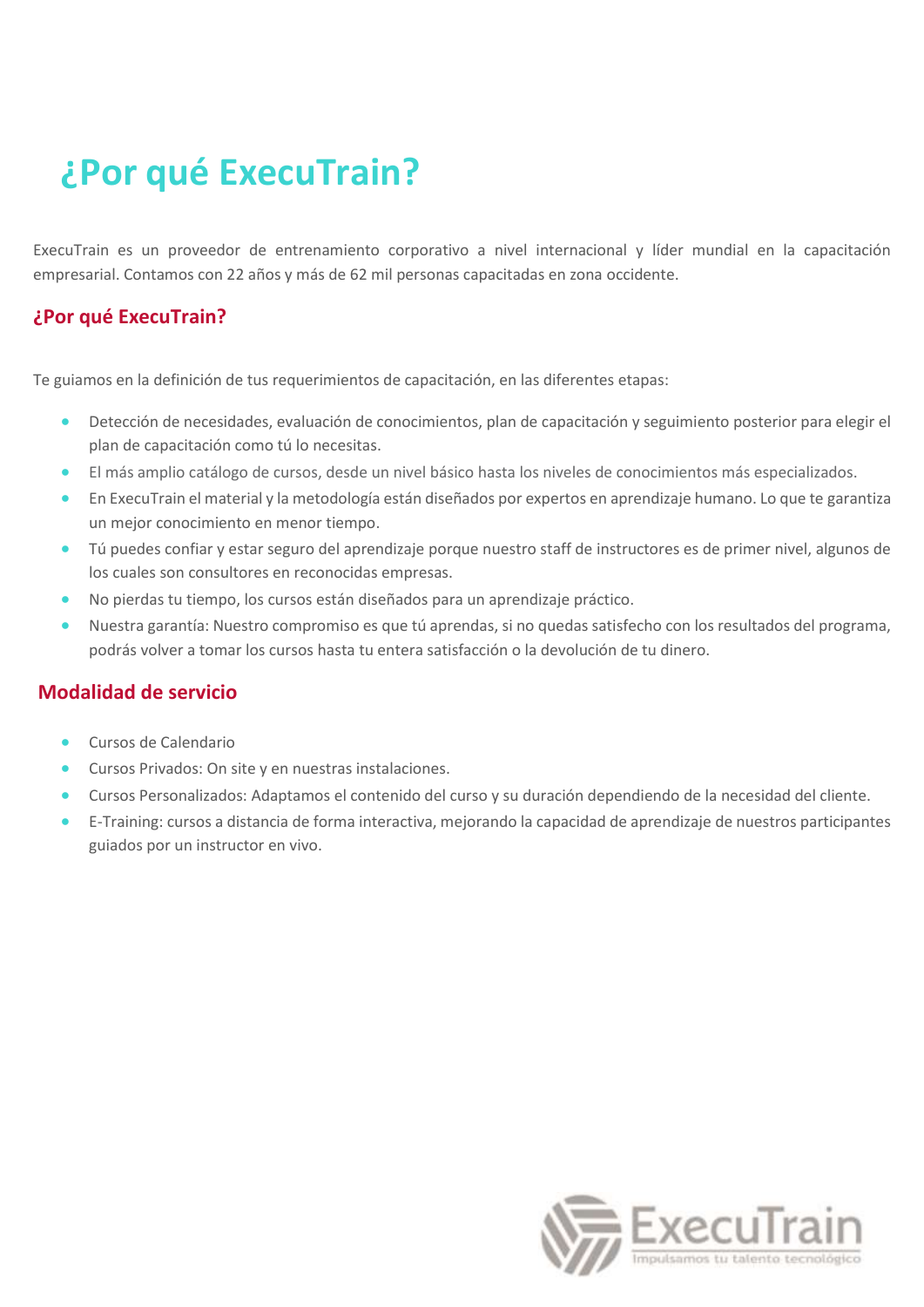# ¿Por qué ExecuTrain?

ExecuTrain es un proveedor de entrenamiento corporativo a nivel internacional y líder mundial en la capacitación empresarial. Contamos con 22 años y más de 62 mil personas capacitadas en zona occidente.

## ¿Por qué ExecuTrain?

Te guiamos en la definición de tus requerimientos de capacitación, en las diferentes etapas:

- Detección de necesidades, evaluación de conocimientos, plan de capacitación y seguimiento posterior para elegir el plan de capacitación como tú lo necesitas.
- El más amplio catálogo de cursos, desde un nivel básico hasta los niveles de conocimientos más especializados.
- En ExecuTrain el material y la metodología están diseñados por expertos en aprendizaje humano. Lo que te garantiza un mejor conocimiento en menor tiempo.
- Tú puedes confiar y estar seguro del aprendizaje porque nuestro staff de instructores es de primer nivel, algunos de los cuales son consultores en reconocidas empresas.
- No pierdas tu tiempo, los cursos están diseñados para un aprendizaje práctico.
- Nuestra garantía: Nuestro compromiso es que tú aprendas, si no quedas satisfecho con los resultados del programa, podrás volver a tomar los cursos hasta tu entera satisfacción o la devolución de tu dinero.

## Modalidad de servicio

- Cursos de Calendario
- Cursos Privados: On site y en nuestras instalaciones.
- Cursos Personalizados: Adaptamos el contenido del curso y su duración dependiendo de la necesidad del cliente.
- E-Training: cursos a distancia de forma interactiva, mejorando la capacidad de aprendizaje de nuestros participantes guiados por un instructor en vivo.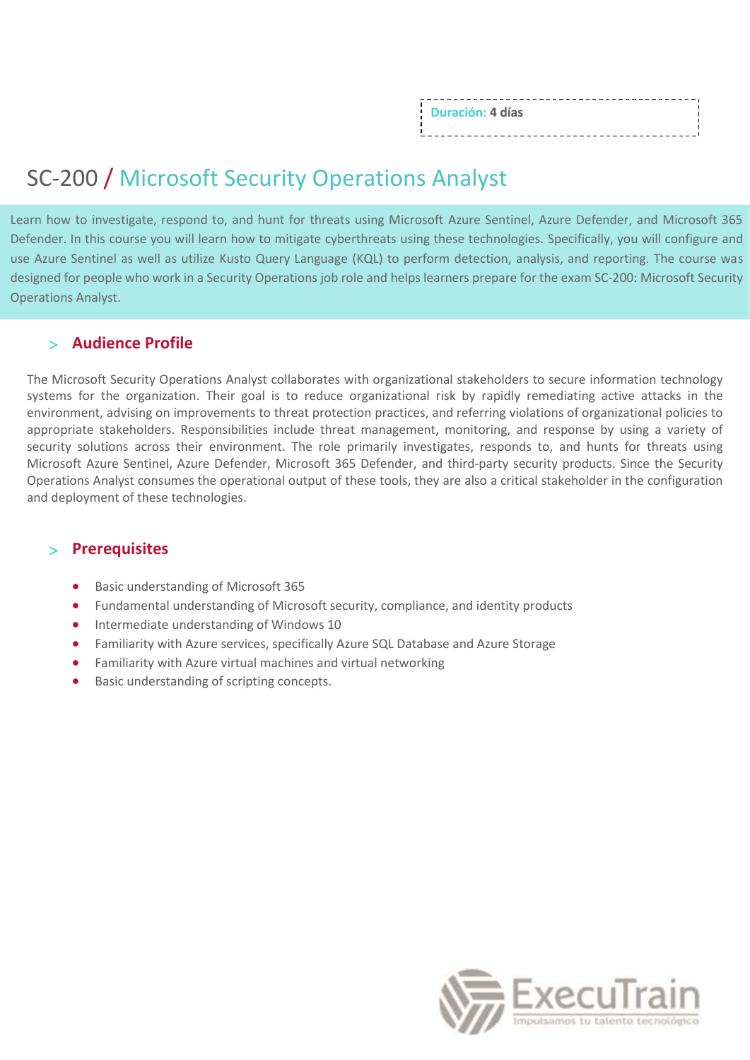**Duración:** 4 días

# SC-200 / Microsoft Security Operations Analyst

Learn how to investigate, respond to, and hunt for threats using Microsoft Azure Sentinel, Azure Defender, and Microsoft 365 Defender. In this course you will learn how to mitigate cyberthreats using these technologies. Specifically, you will configure and use Azure Sentinel as well as utilize Kusto Query Language (KQL) to perform detection, analysis, and reporting. The course was designed for people who work in a Security Operations job role and helps learners prepare for the exam SC-200: Microsoft Security Operations Analyst.

## > Audience Profile

The Microsoft Security Operations Analyst collaborates with organizational stakeholders to secure information technology systems for the organization. Their goal is to reduce organizational risk by rapidly remediating active attacks in the environment, advising on improvements to threat protection practices, and referring violations of organizational policies to appropriate stakeholders. Responsibilities include threat management, monitoring, and response by using a variety of security solutions across their environment. The role primarily investigates, responds to, and hunts for threats using Microsoft Azure Sentinel, Azure Defender, Microsoft 365 Defender, and third-party security products. Since the Security Operations Analyst consumes the operational output of these tools, they are also a critical stakeholder in the configuration and deployment of these technologies.

## > Prerequisites

- Basic understanding of Microsoft 365
- Fundamental understanding of Microsoft security, compliance, and identity products
- Intermediate understanding of Windows 10
- Familiarity with Azure services, specifically Azure SQL Database and Azure Storage
- Familiarity with Azure virtual machines and virtual networking
- Basic understanding of scripting concepts.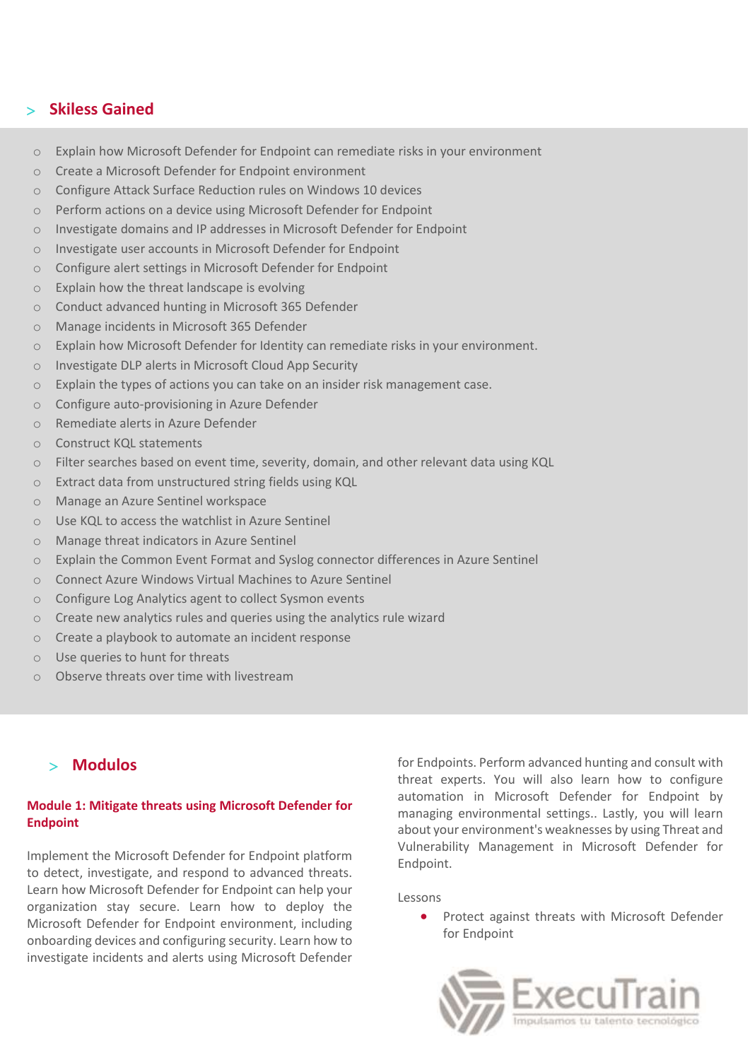## Skiless Gained

- Explain how Microsoft Defender for Endpoint can remediate risks in your environment
- Create a Microsoft Defender for Endpoint environment
- Configure Attack Surface Reduction rules on Windows 10 devices
- Perform actions on a device using Microsoft Defender for Endpoint
- Investigate domains and IP addresses in Microsoft Defender for Endpoint
- Investigate user accounts in Microsoft Defender for Endpoint
- Configure alert settings in Microsoft Defender for Endpoint
- Explain how the threat landscape is evolving
- Conduct advanced hunting in Microsoft 365 Defender
- Manage incidents in Microsoft 365 Defender
- Explain how Microsoft Defender for Identity can remediate risks in your environment.
- Investigate DLP alerts in Microsoft Cloud App Security
- Explain the types of actions you can take on an insider risk management case.
- Configure auto-provisioning in Azure Defender
- Remediate alerts in Azure Defender
- Construct KQL statements
- Filter searches based on event time, severity, domain, and other relevant data using KQL
- Extract data from unstructured string fields using KQL
- Manage an Azure Sentinel workspace
- Use KQL to access the watchlist in Azure Sentinel
- Manage threat indicators in Azure Sentinel
- Explain the Common Event Format and Syslog connector differences in Azure Sentinel
- Connect Azure Windows Virtual Machines to Azure Sentinel
- Configure Log Analytics agent to collect Sysmon events
- Create new analytics rules and queries using the analytics rule wizard
- Create a playbook to automate an incident response
- Use queries to hunt for threats
- Observe threats over time with livestream

## Modulos

### Module 1: Mitigate threats using Microsoft Defender for Endpoint

Implement the Microsoft Defender for Endpoint platform to detect, investigate, and respond to advanced threats. Learn how Microsoft Defender for Endpoint can help your organization stay secure. Learn how to deploy the Microsoft Defender for Endpoint environment, including onboarding devices and configuring security. Learn how to investigate incidents and alerts using Microsoft Defender for Endpoints. Perform advanced hunting and consult with threat experts. You will also learn how to configure automation in Microsoft Defender for Endpoint by managing environmental settings.. Lastly, you will learn about your environment's weaknesses by using Threat and Vulnerability Management in Microsoft Defender for Endpoint.

Lessons

- Protect against threats with Microsoft Defender for Endpoint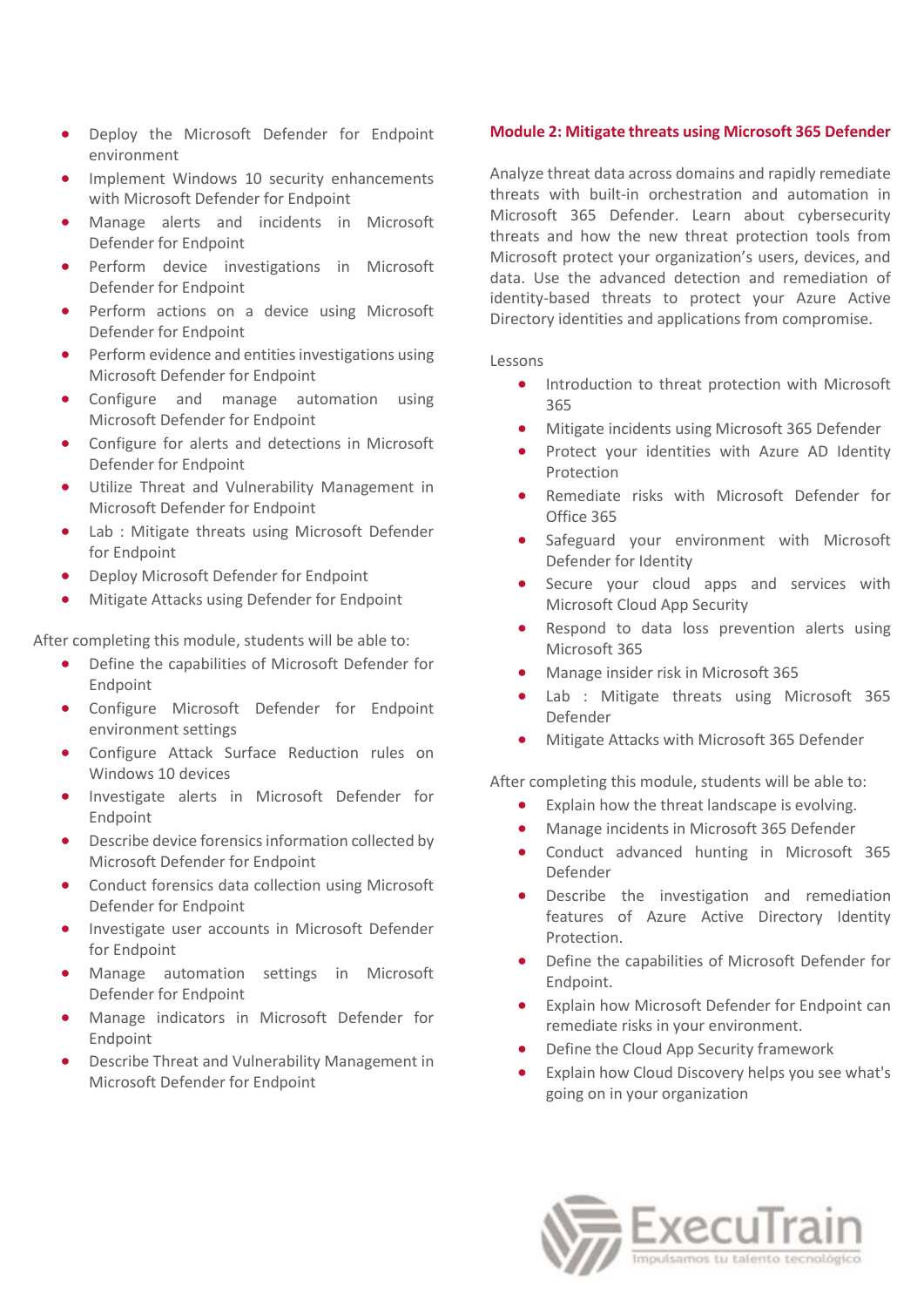- Deploy the Microsoft Defender for Endpoint environment
- Implement Windows 10 security enhancements with Microsoft Defender for Endpoint
- Manage alerts and incidents in Microsoft Defender for Endpoint
- Perform device investigations in Microsoft Defender for Endpoint
- Perform actions on a device using Microsoft Defender for Endpoint
- Perform evidence and entities investigations using Microsoft Defender for Endpoint
- Configure and manage automation using Microsoft Defender for Endpoint
- Configure for alerts and detections in Microsoft Defender for Endpoint
- Utilize Threat and Vulnerability Management in Microsoft Defender for Endpoint
- Lab : Mitigate threats using Microsoft Defender for Endpoint
- Deploy Microsoft Defender for Endpoint
- Mitigate Attacks using Defender for Endpoint

After completing this module, students will be able to:

- Define the capabilities of Microsoft Defender for Endpoint
- Configure Microsoft Defender for Endpoint environment settings
- Configure Attack Surface Reduction rules on Windows 10 devices
- Investigate alerts in Microsoft Defender for Endpoint
- Describe device forensics information collected by Microsoft Defender for Endpoint
- Conduct forensics data collection using Microsoft Defender for Endpoint
- Investigate user accounts in Microsoft Defender for Endpoint
- Manage automation settings in Microsoft Defender for Endpoint
- Manage indicators in Microsoft Defender for Endpoint
- Describe Threat and Vulnerability Management in Microsoft Defender for Endpoint

## Module 2: Mitigate threats using Microsoft 365 Defender

Analyze threat data across domains and rapidly remediate threats with built-in orchestration and automation in Microsoft 365 Defender. Learn about cybersecurity threats and how the new threat protection tools from Microsoft protect your organization's users, devices, and data. Use the advanced detection and remediation of identity-based threats to protect your Azure Active Directory identities and applications from compromise.

Lessons

- Introduction to threat protection with Microsoft 365
- Mitigate incidents using Microsoft 365 Defender
- Protect your identities with Azure AD Identity Protection
- Remediate risks with Microsoft Defender for Office 365
- Safeguard your environment with Microsoft Defender for Identity
- Secure your cloud apps and services with Microsoft Cloud App Security
- Respond to data loss prevention alerts using Microsoft 365
- Manage insider risk in Microsoft 365
- Lab : Mitigate threats using Microsoft 365 Defender
- Mitigate Attacks with Microsoft 365 Defender

After completing this module, students will be able to:

- Explain how the threat landscape is evolving.
- Manage incidents in Microsoft 365 Defender
- Conduct advanced hunting in Microsoft 365 Defender
- Describe the investigation and remediation features of Azure Active Directory Identity Protection.
- Define the capabilities of Microsoft Defender for Endpoint.
- Explain how Microsoft Defender for Endpoint can remediate risks in your environment.
- Define the Cloud App Security framework
- Explain how Cloud Discovery helps you see what's going on in your organization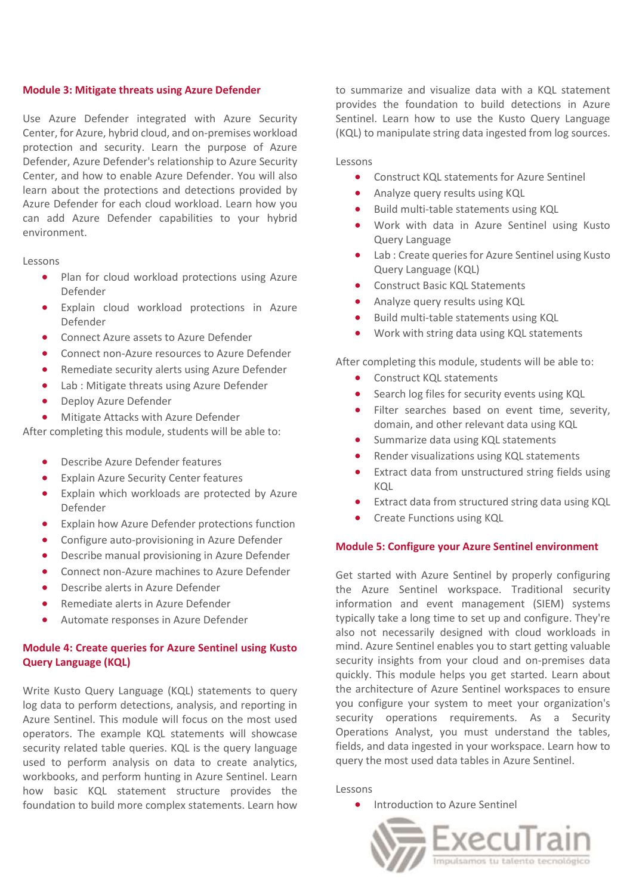## Module 3: Mitigate threats using Azure Defender

Use Azure Defender integrated with Azure Security Center, for Azure, hybrid cloud, and on-premises workload protection and security. Learn the purpose of Azure Defender, Azure Defender's relationship to Azure Security Center, and how to enable Azure Defender. You will also learn about the protections and detections provided by Azure Defender for each cloud workload. Learn how you can add Azure Defender capabilities to your hybrid environment.

Lessons

- Plan for cloud workload protections using Azure Defender
- Explain cloud workload protections in Azure Defender
- Connect Azure assets to Azure Defender
- Connect non-Azure resources to Azure Defender
- Remediate security alerts using Azure Defender
- Lab : Mitigate threats using Azure Defender
- Deploy Azure Defender
- Mitigate Attacks with Azure Defender

After completing this module, students will be able to:

- Describe Azure Defender features
- Explain Azure Security Center features
- Explain which workloads are protected by Azure Defender
- Explain how Azure Defender protections function
- Configure auto-provisioning in Azure Defender
- Describe manual provisioning in Azure Defender
- Connect non-Azure machines to Azure Defender
- Describe alerts in Azure Defender
- Remediate alerts in Azure Defender
- Automate responses in Azure Defender

## Module 4: Create queries for Azure Sentinel using Kusto Query Language (KQL)

Write Kusto Query Language (KQL) statements to query log data to perform detections, analysis, and reporting in Azure Sentinel. This module will focus on the most used operators. The example KQL statements will showcase security related table queries. KQL is the query language used to perform analysis on data to create analytics, workbooks, and perform hunting in Azure Sentinel. Learn how basic KQL statement structure provides the foundation to build more complex statements. Learn how to summarize and visualize data with a KQL statement provides the foundation to build detections in Azure Sentinel. Learn how to use the Kusto Query Language (KQL) to manipulate string data ingested from log sources.

Lessons

- Construct KQL statements for Azure Sentinel
- Analyze query results using KQL
- Build multi-table statements using KQL
- Work with data in Azure Sentinel using Kusto Query Language
- Lab : Create queries for Azure Sentinel using Kusto Query Language (KQL)
- Construct Basic KQL Statements
- Analyze query results using KQL
- Build multi-table statements using KQL
- Work with string data using KQL statements

After completing this module, students will be able to:

- Construct KQL statements
- Search log files for security events using KQL
- Filter searches based on event time, severity, domain, and other relevant data using KQL
- Summarize data using KQL statements
- Render visualizations using KQL statements
- Extract data from unstructured string fields using KQL
- Extract data from structured string data using KQL
- Create Functions using KQL

## Module 5: Configure your Azure Sentinel environment

Get started with Azure Sentinel by properly configuring the Azure Sentinel workspace. Traditional security information and event management (SIEM) systems typically take a long time to set up and configure. They're also not necessarily designed with cloud workloads in mind. Azure Sentinel enables you to start getting valuable security insights from your cloud and on-premises data quickly. This module helps you get started. Learn about the architecture of Azure Sentinel workspaces to ensure you configure your system to meet your organization's security operations requirements. As a Security Operations Analyst, you must understand the tables, fields, and data ingested in your workspace. Learn how to query the most used data tables in Azure Sentinel.

Lessons

- Introduction to Azure Sentinel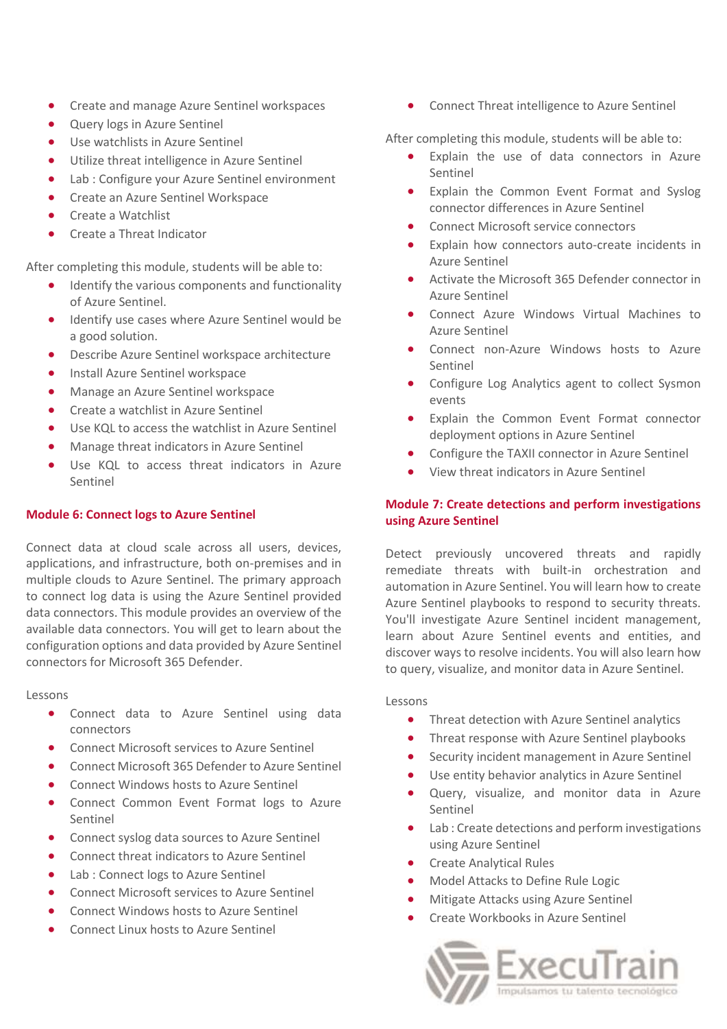- Create and manage Azure Sentinel workspaces
- Query logs in Azure Sentinel
- Use watchlists in Azure Sentinel
- Utilize threat intelligence in Azure Sentinel
- Lab : Configure your Azure Sentinel environment
- Create an Azure Sentinel Workspace
- Create a Watchlist
- Create a Threat Indicator

After completing this module, students will be able to:

- Identify the various components and functionality of Azure Sentinel.
- Identify use cases where Azure Sentinel would be a good solution.
- Describe Azure Sentinel workspace architecture
- Install Azure Sentinel workspace
- Manage an Azure Sentinel workspace
- Create a watchlist in Azure Sentinel
- Use KQL to access the watchlist in Azure Sentinel
- Manage threat indicators in Azure Sentinel
- Use KQL to access threat indicators in Azure Sentinel

**Module 6: Connect logs to Azure Sentinel**

Connect data at cloud scale across all users, devices, applications, and infrastructure, both on-premises and in multiple clouds to Azure Sentinel. The primary approach to connect log data is using the Azure Sentinel provided data connectors. This module provides an overview of the available data connectors. You will get to learn about the configuration options and data provided by Azure Sentinel connectors for Microsoft 365 Defender.

Lessons

- Connect data to Azure Sentinel using data connectors
- Connect Microsoft services to Azure Sentinel
- Connect Microsoft 365 Defender to Azure Sentinel
- Connect Windows hosts to Azure Sentinel
- Connect Common Event Format logs to Azure Sentinel
- Connect syslog data sources to Azure Sentinel
- Connect threat indicators to Azure Sentinel
- Lab : Connect logs to Azure Sentinel
- Connect Microsoft services to Azure Sentinel
- Connect Windows hosts to Azure Sentinel
- Connect Linux hosts to Azure Sentinel
- Connect Threat intelligence to Azure Sentinel

After completing this module, students will be able to:

- Explain the use of data connectors in Azure Sentinel
- Explain the Common Event Format and Syslog connector differences in Azure Sentinel
- Connect Microsoft service connectors
- Explain how connectors auto-create incidents in Azure Sentinel
- Activate the Microsoft 365 Defender connector in Azure Sentinel
- Connect Azure Windows Virtual Machines to Azure Sentinel
- Connect non-Azure Windows hosts to Azure Sentinel
- Configure Log Analytics agent to collect Sysmon events
- Explain the Common Event Format connector deployment options in Azure Sentinel
- Configure the TAXII connector in Azure Sentinel
- View threat indicators in Azure Sentinel

**Module 7: Create detections and perform investigations using Azure Sentinel**

Detect previously uncovered threats and rapidly remediate threats with built-in orchestration and automation in Azure Sentinel. You will learn how to create Azure Sentinel playbooks to respond to security threats. You'll investigate Azure Sentinel incident management, learn about Azure Sentinel events and entities, and discover ways to resolve incidents. You will also learn how to query, visualize, and monitor data in Azure Sentinel.

Lessons

- Threat detection with Azure Sentinel analytics
- Threat response with Azure Sentinel playbooks
- Security incident management in Azure Sentinel
- Use entity behavior analytics in Azure Sentinel
- Query, visualize, and monitor data in Azure Sentinel
- Lab : Create detections and perform investigations using Azure Sentinel
- Create Analytical Rules
- Model Attacks to Define Rule Logic
- Mitigate Attacks using Azure Sentinel
- Create Workbooks in Azure Sentinel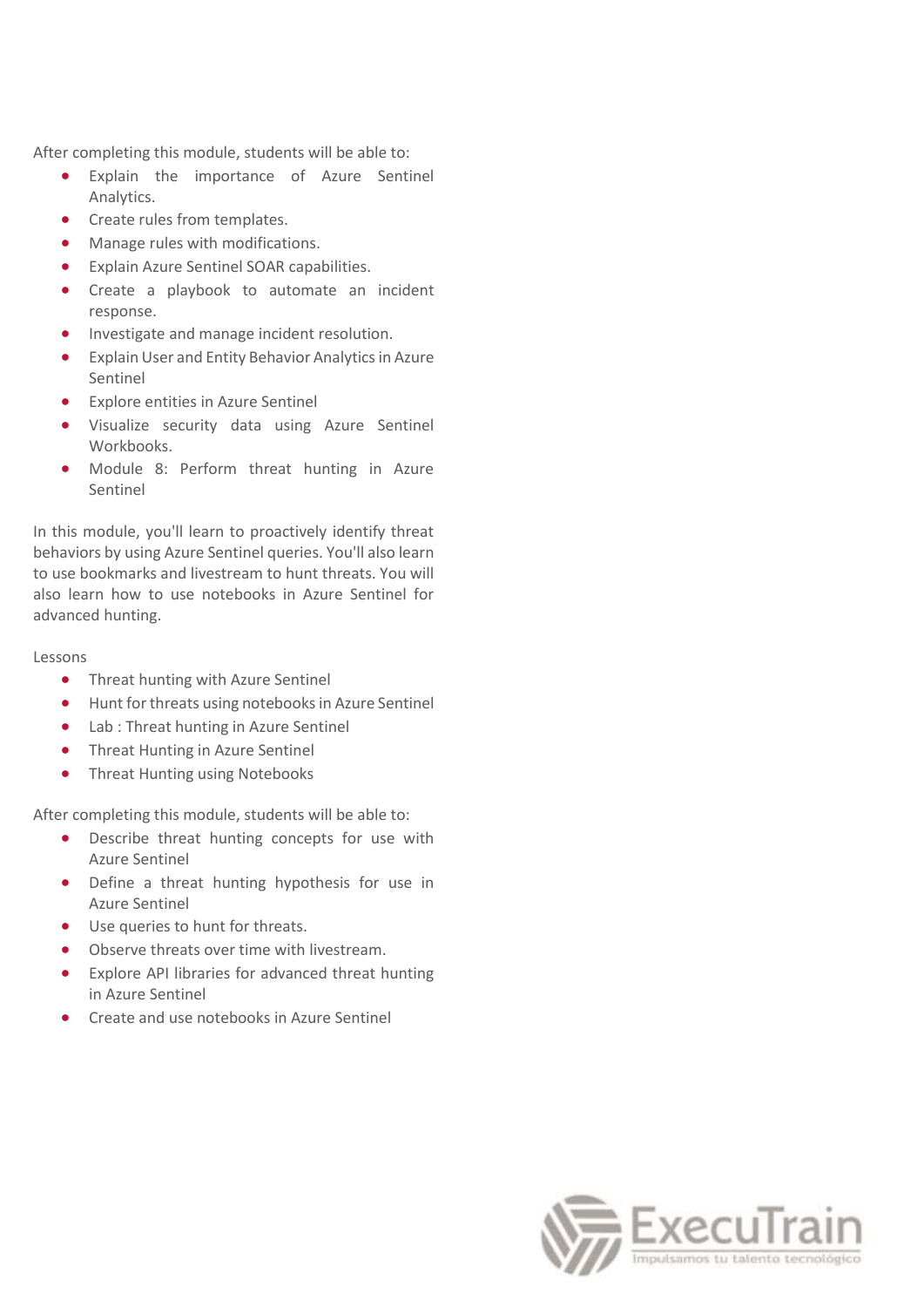After completing this module, students will be able to:

- Explain the importance of Azure Sentinel Analytics.
- Create rules from templates.
- Manage rules with modifications.
- Explain Azure Sentinel SOAR capabilities.
- Create a playbook to automate an incident response.
- Investigate and manage incident resolution.
- Explain User and Entity Behavior Analytics in Azure Sentinel
- Explore entities in Azure Sentinel
- Visualize security data using Azure Sentinel Workbooks.
- Module 8: Perform threat hunting in Azure Sentinel

In this module, you'll learn to proactively identify threat behaviors by using Azure Sentinel queries. You'll also learn to use bookmarks and livestream to hunt threats. You will also learn how to use notebooks in Azure Sentinel for advanced hunting.

Lessons

- Threat hunting with Azure Sentinel
- Hunt for threats using notebooks in Azure Sentinel
- Lab : Threat hunting in Azure Sentinel
- Threat Hunting in Azure Sentinel
- Threat Hunting using Notebooks

After completing this module, students will be able to:

- Describe threat hunting concepts for use with Azure Sentinel
- Define a threat hunting hypothesis for use in Azure Sentinel
- Use queries to hunt for threats.
- Observe threats over time with livestream.
- Explore API libraries for advanced threat hunting in Azure Sentinel
- Create and use notebooks in Azure Sentinel